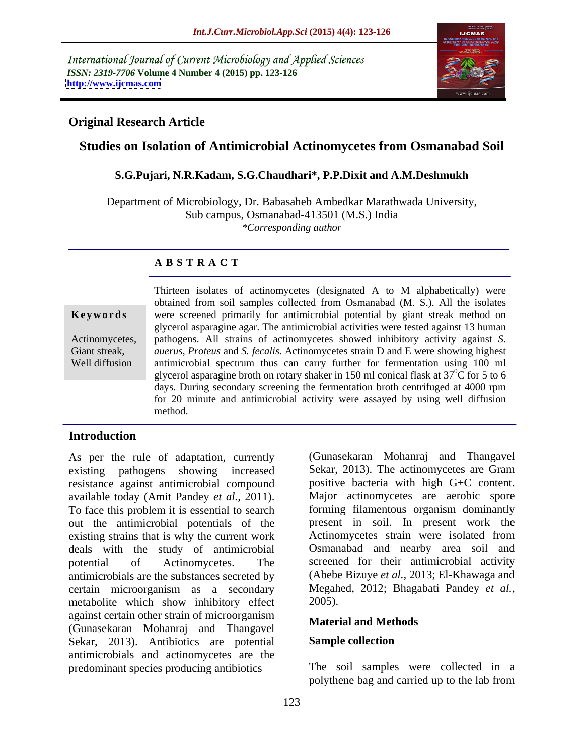International Journal of Current Microbiology and Applied Sciences
*ISSN: 2319-7706* **Volume 4 Number 4 (2015) pp. 123-126**
**http://www.ijcmas.com**

**Original Research Article**

# Studies on Isolation of Antimicrobial Actinomycetes from Osmanabad Soil

**S.G.Pujari, N.R.Kadam, S.G.Chaudhari*, P.P.Dixit and A.M.Deshmukh**

Department of Microbiology, Dr. Babasaheb Ambedkar Marathwada University, Sub campus, Osmanabad-413501 (M.S.) India
*\*Corresponding author*

## A B S T R A C T

**Keywords**

Actinomycetes, Giant streak, Well diffusion

Thirteen isolates of actinomycetes (designated A to M alphabetically) were obtained from soil samples collected from Osmanabad (M. S.). All the isolates were screened primarily for antimicrobial potential by giant streak method on glycerol asparagine agar. The antimicrobial activities were tested against 13 human pathogens. All strains of actinomycetes showed inhibitory activity against *S. auerus, Proteus* and *S. fecalis.* Actinomycetes strain D and E were showing highest antimicrobial spectrum thus can carry further for fermentation using 100 ml glycerol asparagine broth on rotary shaker in 150 ml conical flask at $37^0$C for 5 to 6 days. During secondary screening the fermentation broth centrifuged at 4000 rpm for 20 minute and antimicrobial activity were assayed by using well diffusion method.

## Introduction

As per the rule of adaptation, currently existing pathogens showing increased resistance against antimicrobial compound available today (Amit Pandey *et al.,* 2011). To face this problem it is essential to search out the antimicrobial potentials of the existing strains that is why the current work deals with the study of antimicrobial potential of Actinomycetes. The antimicrobials are the substances secreted by certain microorganism as a secondary metabolite which show inhibitory effect against certain other strain of microorganism (Gunasekaran Mohanraj and Thangavel Sekar, 2013). Antibiotics are potential antimicrobials and actinomycetes are the predominant species producing antibiotics (Gunasekaran Mohanraj and Thangavel Sekar, 2013). The actinomycetes are Gram positive bacteria with high G+C content. Major actinomycetes are aerobic spore forming filamentous organism dominantly present in soil. In present work the Actinomycetes strain were isolated from Osmanabad and nearby area soil and screened for their antimicrobial activity (Abebe Bizuye *et al.,* 2013; El-Khawaga and Megahed, 2012; Bhagabati Pandey *et al.,* 2005).

## Material and Methods

### Sample collection

The soil samples were collected in a polythene bag and carried up to the lab from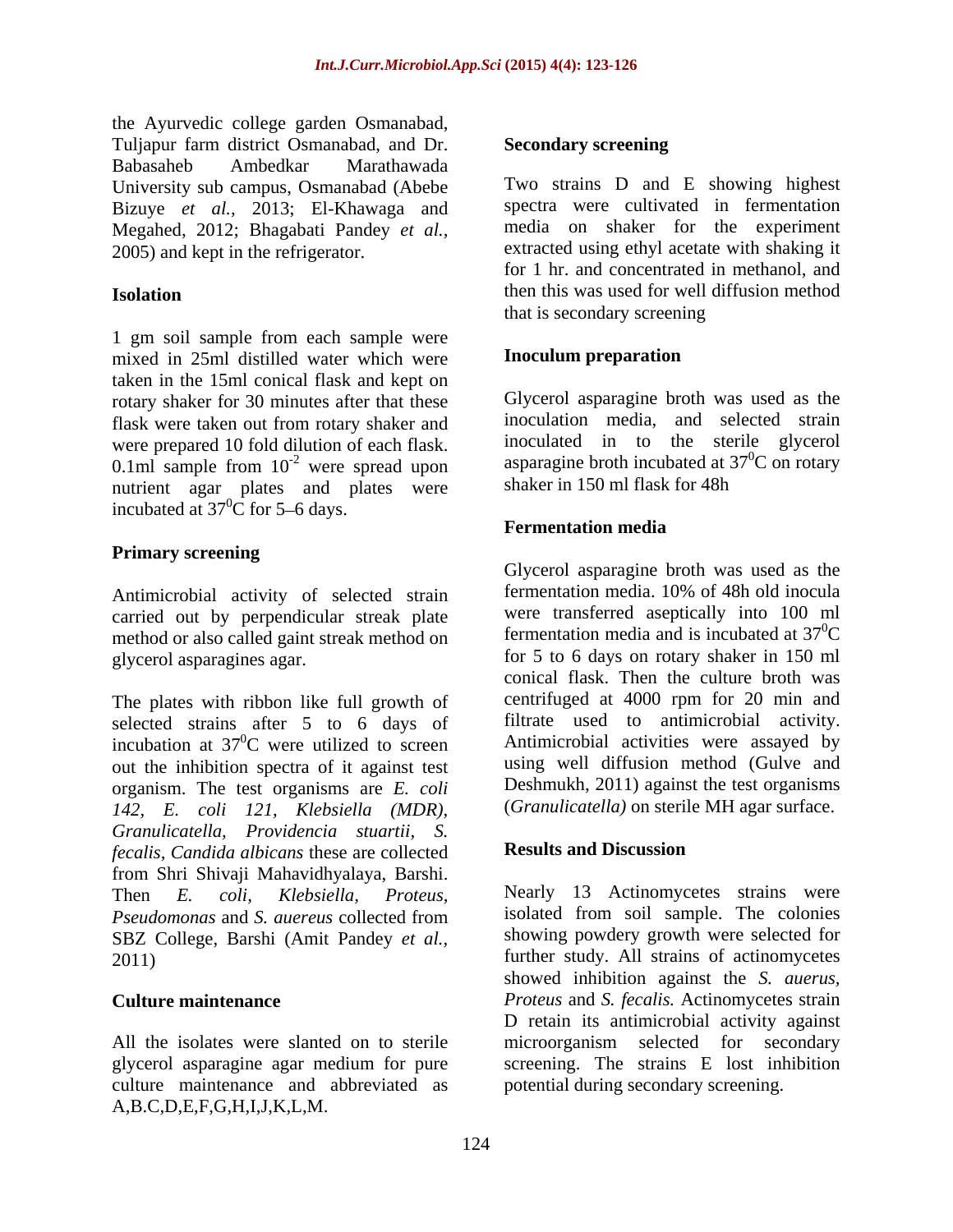the Ayurvedic college garden Osmanabad, Tuljapur farm district Osmanabad, and Dr. Babasaheb Ambedkar Marathawada University sub campus, Osmanabad (Abebe Bizuye *et al.*, 2013; El-Khawaga and Megahed, 2012; Bhagabati Pandey *et al.*, 2005) and kept in the refrigerator.

### Isolation

1 gm soil sample from each sample were mixed in 25ml distilled water which were taken in the 15ml conical flask and kept on rotary shaker for 30 minutes after that these flask were taken out from rotary shaker and were prepared 10 fold dilution of each flask. 0.1ml sample from $10^{-2}$ were spread upon nutrient agar plates and plates were incubated at $37^0$C for 5–6 days.

### Primary screening

Antimicrobial activity of selected strain carried out by perpendicular streak plate method or also called gaint streak method on glycerol asparagines agar.

The plates with ribbon like full growth of selected strains after 5 to 6 days of incubation at $37^0$C were utilized to screen out the inhibition spectra of it against test organism. The test organisms are *E. coli 142, E. coli 121, Klebsiella (MDR), Granulicatella, Providencia stuartii, S. fecalis, Candida albicans* these are collected from Shri Shivaji Mahavidhyalaya, Barshi. Then *E. coli, Klebsiella, Proteus, Pseudomonas* and *S. auereus* collected from SBZ College, Barshi (Amit Pandey *et al.*, 2011)

### Culture maintenance

All the isolates were slanted on to sterile glycerol asparagine agar medium for pure culture maintenance and abbreviated as A,B.C,D,E,F,G,H,I,J,K,L,M.

### Secondary screening

Two strains D and E showing highest spectra were cultivated in fermentation media on shaker for the experiment extracted using ethyl acetate with shaking it for 1 hr. and concentrated in methanol, and then this was used for well diffusion method that is secondary screening

### Inoculum preparation

Glycerol asparagine broth was used as the inoculation media, and selected strain inoculated in to the sterile glycerol asparagine broth incubated at $37^0$C on rotary shaker in 150 ml flask for 48h

### Fermentation media

Glycerol asparagine broth was used as the fermentation media. 10% of 48h old inocula were transferred aseptically into 100 ml fermentation media and is incubated at $37^0$C for 5 to 6 days on rotary shaker in 150 ml conical flask. Then the culture broth was centrifuged at 4000 rpm for 20 min and filtrate used to antimicrobial activity. Antimicrobial activities were assayed by using well diffusion method (Gulve and Deshmukh, 2011) against the test organisms (*Granulicatella)* on sterile MH agar surface.

## Results and Discussion

Nearly 13 Actinomycetes strains were isolated from soil sample. The colonies showing powdery growth were selected for further study. All strains of actinomycetes showed inhibition against the *S. auerus, Proteus* and *S. fecalis.* Actinomycetes strain D retain its antimicrobial activity against microorganism selected for secondary screening. The strains E lost inhibition potential during secondary screening.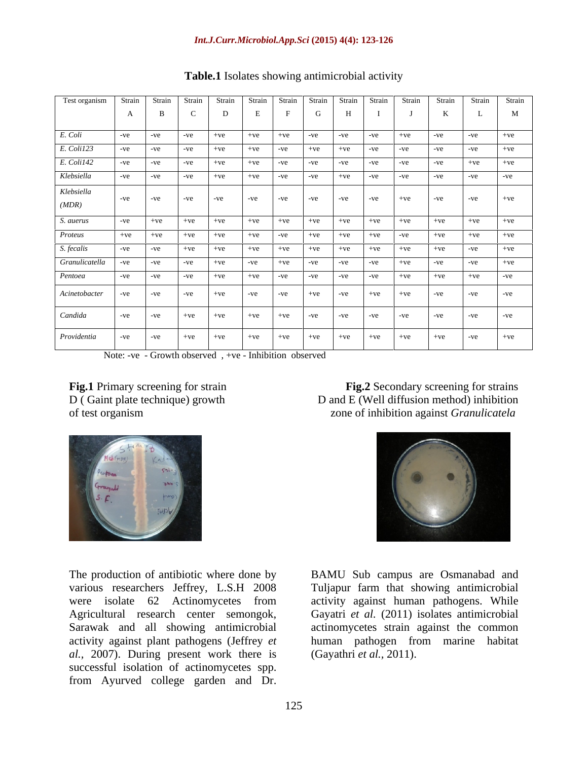**Table.1** Isolates showing antimicrobial activity

| Test organism | Strain A | Strain B | Strain C | Strain D | Strain E | Strain F | Strain G | Strain H | Strain I | Strain J | Strain K | Strain L | Strain M |
|---|---|---|---|---|---|---|---|---|---|---|---|---|---|
| *E. Coli* | -ve | -ve | -ve | +ve | +ve | +ve | -ve | -ve | -ve | +ve | -ve | -ve | +ve |
| *E. Coli123* | -ve | -ve | -ve | +ve | +ve | -ve | +ve | +ve | -ve | -ve | -ve | -ve | +ve |
| *E. Coli142* | -ve | -ve | -ve | +ve | +ve | -ve | -ve | -ve | -ve | -ve | -ve | +ve | +ve |
| *Klebsiella* | -ve | -ve | -ve | +ve | +ve | -ve | -ve | +ve | -ve | -ve | -ve | -ve | -ve |
| *Klebsiella (MDR)* | -ve | -ve | -ve | -ve | -ve | -ve | -ve | -ve | -ve | +ve | -ve | -ve | +ve |
| *S. auerus* | -ve | +ve | +ve | +ve | +ve | +ve | +ve | +ve | +ve | +ve | +ve | +ve | +ve |
| *Proteus* | +ve | +ve | +ve | +ve | +ve | -ve | +ve | +ve | +ve | -ve | +ve | +ve | +ve |
| *S. fecalis* | -ve | -ve | +ve | +ve | +ve | +ve | +ve | +ve | +ve | +ve | +ve | -ve | +ve |
| *Granulicatella* | -ve | -ve | -ve | +ve | -ve | +ve | -ve | -ve | -ve | +ve | -ve | -ve | +ve |
| *Pentoea* | -ve | -ve | -ve | +ve | +ve | -ve | -ve | -ve | -ve | +ve | +ve | +ve | -ve |
| *Acinetobacter* | -ve | -ve | -ve | +ve | -ve | -ve | +ve | -ve | +ve | +ve | -ve | -ve | -ve |
| *Candida* | -ve | -ve | +ve | +ve | +ve | +ve | -ve | -ve | -ve | -ve | -ve | -ve | -ve |
| *Providentia* | -ve | -ve | +ve | +ve | +ve | +ve | +ve | +ve | +ve | +ve | +ve | -ve | +ve |

Note: -ve - Growth observed , +ve - Inhibition observed

**Fig.1** Primary screening for strain D ( Gaint plate technique) growth of test organism

**Fig.2** Secondary screening for strains D and E (Well diffusion method) inhibition zone of inhibition against *Granulicatela*

The production of antibiotic where done by various researchers Jeffrey, L.S.H 2008 were isolate 62 Actinomycetes from Agricultural research center semongok, Sarawak and all showing antimicrobial activity against plant pathogens (Jeffrey *et al.,* 2007). During present work there is successful isolation of actinomycetes spp. from Ayurved college garden and Dr. BAMU Sub campus are Osmanabad and Tuljapur farm that showing antimicrobial activity against human pathogens. While Gayatri *et al.* (2011) isolates antimicrobial actinomycetes strain against the common human pathogen from marine habitat (Gayathri *et al.,* 2011).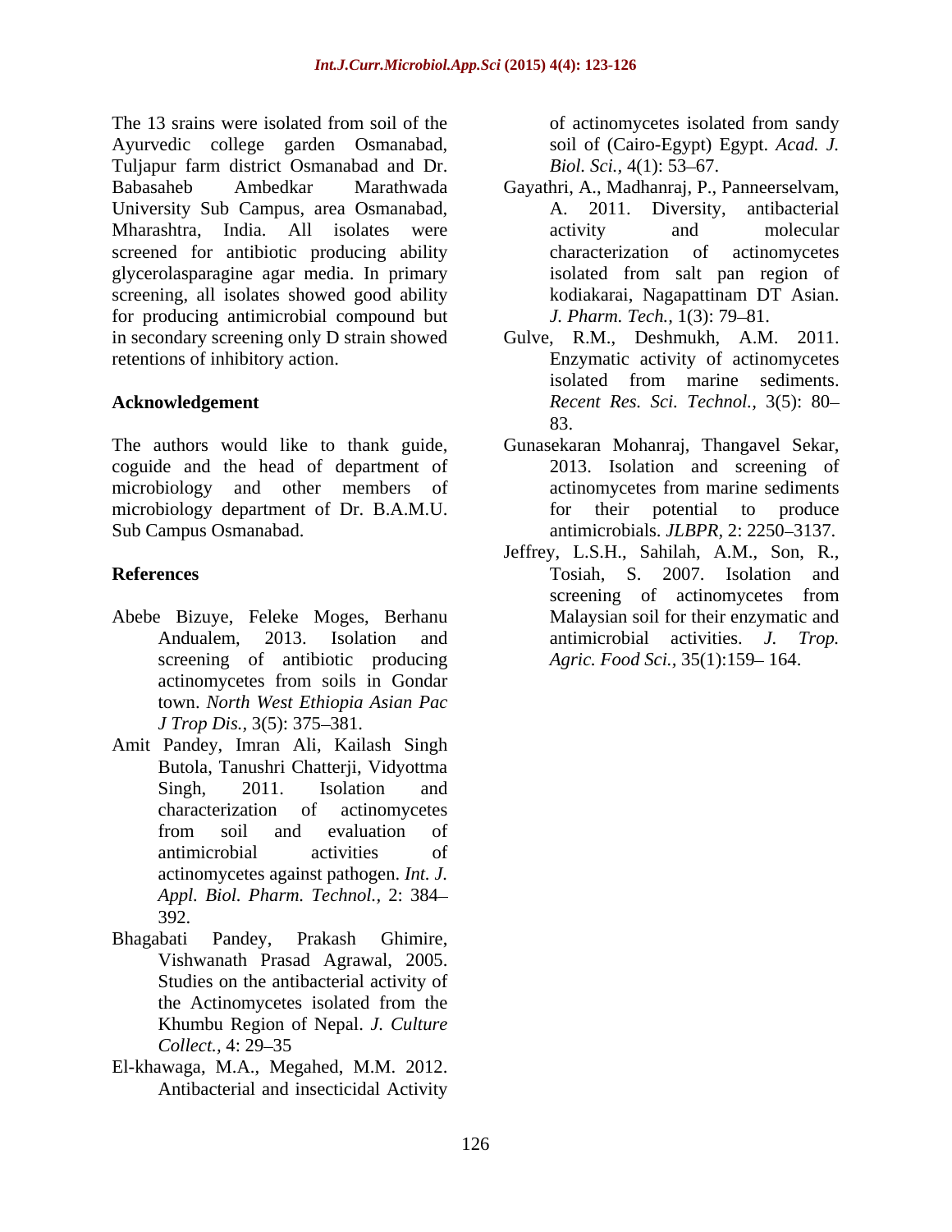The 13 srains were isolated from soil of the Ayurvedic college garden Osmanabad, Tuljapur farm district Osmanabad and Dr. Babasaheb Ambedkar Marathwada University Sub Campus, area Osmanabad, Mharashtra, India. All isolates were screened for antibiotic producing ability glycerolasparagine agar media. In primary screening, all isolates showed good ability for producing antimicrobial compound but in secondary screening only D strain showed retentions of inhibitory action.

## Acknowledgement

The authors would like to thank guide, coguide and the head of department of microbiology and other members of microbiology department of Dr. B.A.M.U. Sub Campus Osmanabad.

## References

- Abebe Bizuye, Feleke Moges, Berhanu Andualem, 2013. Isolation and screening of antibiotic producing actinomycetes from soils in Gondar town. *North West Ethiopia Asian Pac J Trop Dis.,* 3(5): 375–381.
- Amit Pandey, Imran Ali, Kailash Singh Butola, Tanushri Chatterji, Vidyottma Singh, 2011. Isolation and characterization of actinomycetes from soil and evaluation of antimicrobial activities of actinomycetes against pathogen. *Int. J. Appl. Biol. Pharm. Technol.,* 2: 384–392.
- Bhagabati Pandey, Prakash Ghimire, Vishwanath Prasad Agrawal, 2005. Studies on the antibacterial activity of the Actinomycetes isolated from the Khumbu Region of Nepal. *J. Culture Collect.,* 4: 29–35
- El-khawaga, M.A., Megahed, M.M. 2012. Antibacterial and insecticidal Activity of actinomycetes isolated from sandy soil of (Cairo-Egypt) Egypt. *Acad. J. Biol. Sci.,* 4(1): 53–67.
- Gayathri, A., Madhanraj, P., Panneerselvam, A. 2011. Diversity, antibacterial activity and molecular characterization of actinomycetes isolated from salt pan region of kodiakarai, Nagapattinam DT Asian. *J. Pharm. Tech.,* 1(3): 79–81.
- Gulve, R.M., Deshmukh, A.M. 2011. Enzymatic activity of actinomycetes isolated from marine sediments. *Recent Res. Sci. Technol.,* 3(5): 80–83.
- Gunasekaran Mohanraj, Thangavel Sekar, 2013. Isolation and screening of actinomycetes from marine sediments for their potential to produce antimicrobials. *JLBPR,* 2: 2250–3137.
- Jeffrey, L.S.H., Sahilah, A.M., Son, R., Tosiah, S. 2007. Isolation and screening of actinomycetes from Malaysian soil for their enzymatic and antimicrobial activities. *J. Trop. Agric. Food Sci.,* 35(1):159– 164.